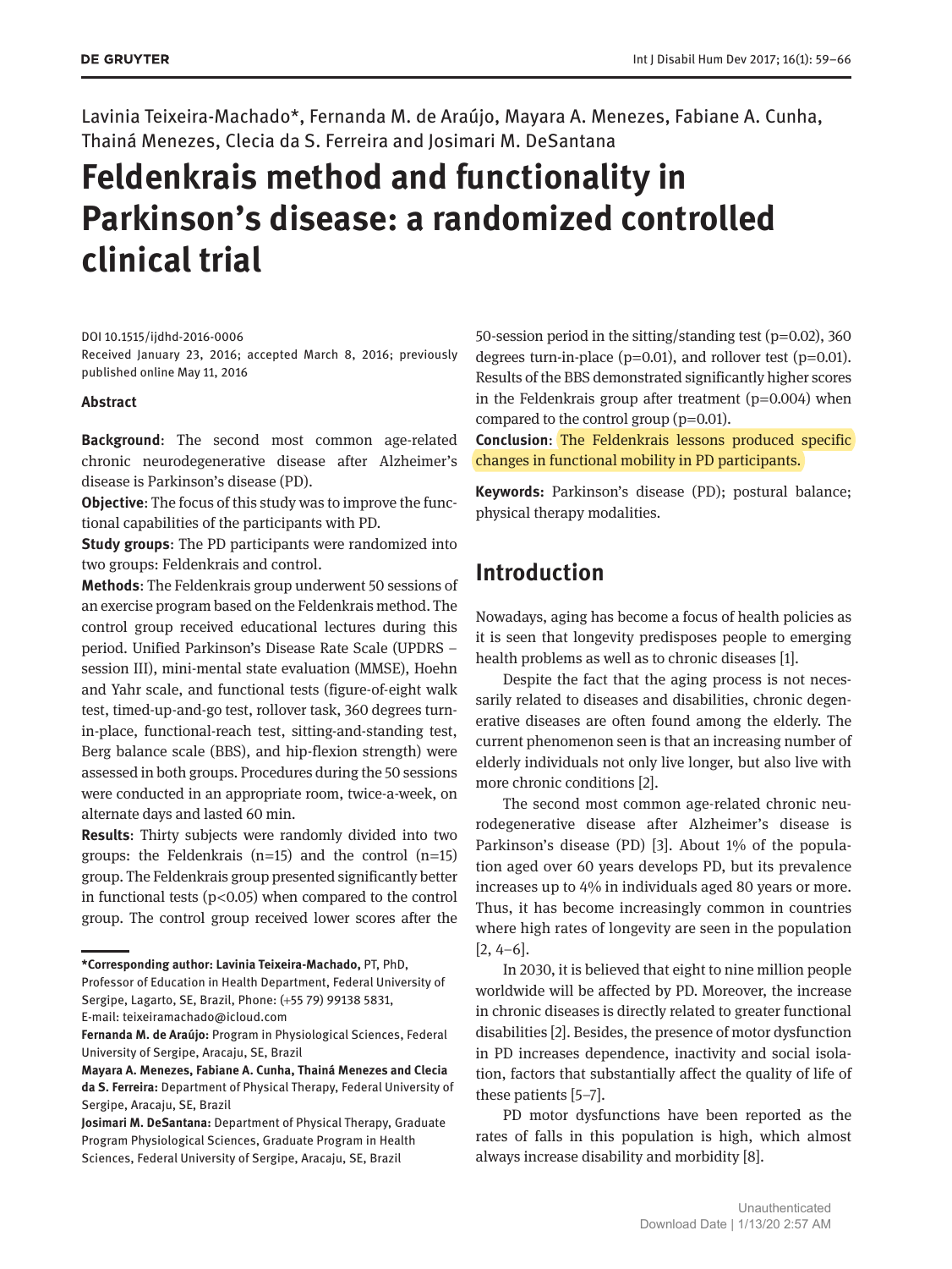Lavinia Teixeira-Machado*, Fernanda M. de Araújo, Mayara A. Menezes, Fabiane A. Cunha, Thainá Menezes, Clecia da S. Ferreira and Josimari M. DeSantana

# Feldenkrais method and functionality in Parkinson's disease: a randomized controlled clinical trial

DOI 10.1515/ijdhd-2016-0006
Received January 23, 2016; accepted March 8, 2016; previously published online May 11, 2016

**Abstract**

**Background**: The second most common age-related chronic neurodegenerative disease after Alzheimer's disease is Parkinson's disease (PD).

**Objective**: The focus of this study was to improve the functional capabilities of the participants with PD.

**Study groups**: The PD participants were randomized into two groups: Feldenkrais and control.

**Methods**: The Feldenkrais group underwent 50 sessions of an exercise program based on the Feldenkrais method. The control group received educational lectures during this period. Unified Parkinson's Disease Rate Scale (UPDRS – session III), mini-mental state evaluation (MMSE), Hoehn and Yahr scale, and functional tests (figure-of-eight walk test, timed-up-and-go test, rollover task, 360 degrees turn-in-place, functional-reach test, sitting-and-standing test, Berg balance scale (BBS), and hip-flexion strength) were assessed in both groups. Procedures during the 50 sessions were conducted in an appropriate room, twice-a-week, on alternate days and lasted 60 min.

**Results**: Thirty subjects were randomly divided into two groups: the Feldenkrais (n=15) and the control (n=15) group. The Feldenkrais group presented significantly better in functional tests ($p<0.05$) when compared to the control group. The control group received lower scores after the 50-session period in the sitting/standing test ($p=0.02$), 360 degrees turn-in-place ($p=0.01$), and rollover test ($p=0.01$). Results of the BBS demonstrated significantly higher scores in the Feldenkrais group after treatment ($p=0.004$) when compared to the control group ($p=0.01$).

**Conclusion**: The Feldenkrais lessons produced specific changes in functional mobility in PD participants.

**Keywords:** Parkinson's disease (PD); postural balance; physical therapy modalities.

---

**\*Corresponding author: Lavinia Teixeira-Machado,** PT, PhD, Professor of Education in Health Department, Federal University of Sergipe, Lagarto, SE, Brazil, Phone: (+55 79) 99138 5831, E-mail: teixeiramachado@icloud.com

**Fernanda M. de Araújo:** Program in Physiological Sciences, Federal University of Sergipe, Aracaju, SE, Brazil

**Mayara A. Menezes, Fabiane A. Cunha, Thainá Menezes and Clecia da S. Ferreira:** Department of Physical Therapy, Federal University of Sergipe, Aracaju, SE, Brazil

**Josimari M. DeSantana:** Department of Physical Therapy, Graduate Program Physiological Sciences, Graduate Program in Health Sciences, Federal University of Sergipe, Aracaju, SE, Brazil

## Introduction

Nowadays, aging has become a focus of health policies as it is seen that longevity predisposes people to emerging health problems as well as to chronic diseases [1].

Despite the fact that the aging process is not necessarily related to diseases and disabilities, chronic degenerative diseases are often found among the elderly. The current phenomenon seen is that an increasing number of elderly individuals not only live longer, but also live with more chronic conditions [2].

The second most common age-related chronic neurodegenerative disease after Alzheimer's disease is Parkinson's disease (PD) [3]. About 1% of the population aged over 60 years develops PD, but its prevalence increases up to 4% in individuals aged 80 years or more. Thus, it has become increasingly common in countries where high rates of longevity are seen in the population [2, 4–6].

In 2030, it is believed that eight to nine million people worldwide will be affected by PD. Moreover, the increase in chronic diseases is directly related to greater functional disabilities [2]. Besides, the presence of motor dysfunction in PD increases dependence, inactivity and social isolation, factors that substantially affect the quality of life of these patients [5–7].

PD motor dysfunctions have been reported as the rates of falls in this population is high, which almost always increase disability and morbidity [8].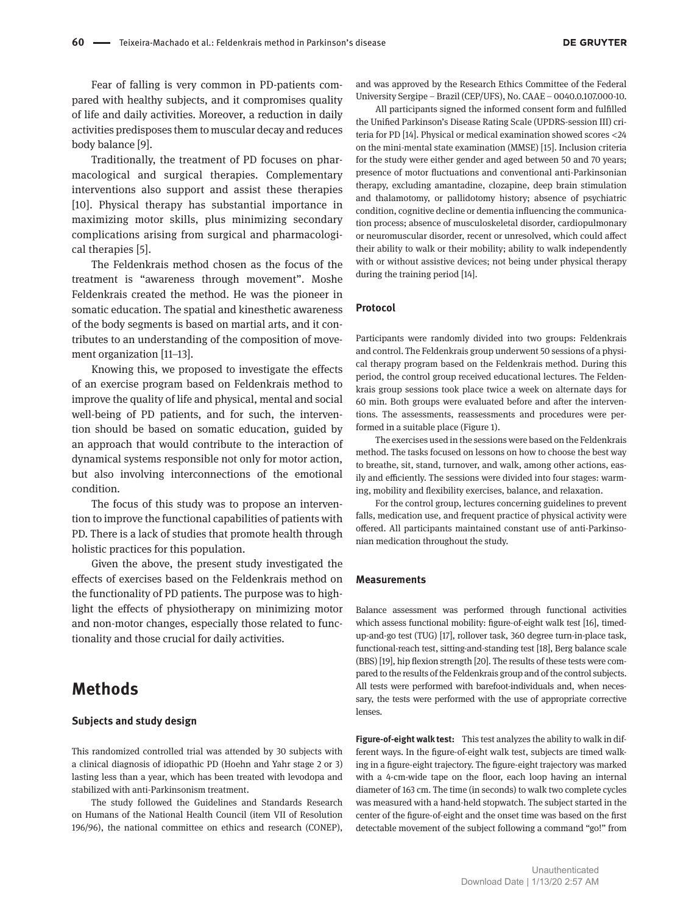Fear of falling is very common in PD-patients compared with healthy subjects, and it compromises quality of life and daily activities. Moreover, a reduction in daily activities predisposes them to muscular decay and reduces body balance [9].

Traditionally, the treatment of PD focuses on pharmacological and surgical therapies. Complementary interventions also support and assist these therapies [10]. Physical therapy has substantial importance in maximizing motor skills, plus minimizing secondary complications arising from surgical and pharmacological therapies [5].

The Feldenkrais method chosen as the focus of the treatment is "awareness through movement". Moshe Feldenkrais created the method. He was the pioneer in somatic education. The spatial and kinesthetic awareness of the body segments is based on martial arts, and it contributes to an understanding of the composition of movement organization [11–13].

Knowing this, we proposed to investigate the effects of an exercise program based on Feldenkrais method to improve the quality of life and physical, mental and social well-being of PD patients, and for such, the intervention should be based on somatic education, guided by an approach that would contribute to the interaction of dynamical systems responsible not only for motor action, but also involving interconnections of the emotional condition.

The focus of this study was to propose an intervention to improve the functional capabilities of patients with PD. There is a lack of studies that promote health through holistic practices for this population.

Given the above, the present study investigated the effects of exercises based on the Feldenkrais method on the functionality of PD patients. The purpose was to highlight the effects of physiotherapy on minimizing motor and non-motor changes, especially those related to functionality and those crucial for daily activities.

# Methods

### Subjects and study design

This randomized controlled trial was attended by 30 subjects with a clinical diagnosis of idiopathic PD (Hoehn and Yahr stage 2 or 3) lasting less than a year, which has been treated with levodopa and stabilized with anti-Parkinsonism treatment.

The study followed the Guidelines and Standards Research on Humans of the National Health Council (item VII of Resolution 196/96), the national committee on ethics and research (CONEP), and was approved by the Research Ethics Committee of the Federal University Sergipe – Brazil (CEP/UFS), No. CAAE – 0040.0.107.000-10.

All participants signed the informed consent form and fulfilled the Unified Parkinson's Disease Rating Scale (UPDRS-session III) criteria for PD [14]. Physical or medical examination showed scores <24 on the mini-mental state examination (MMSE) [15]. Inclusion criteria for the study were either gender and aged between 50 and 70 years; presence of motor fluctuations and conventional anti-Parkinsonian therapy, excluding amantadine, clozapine, deep brain stimulation and thalamotomy, or pallidotomy history; absence of psychiatric condition, cognitive decline or dementia influencing the communication process; absence of musculoskeletal disorder, cardiopulmonary or neuromuscular disorder, recent or unresolved, which could affect their ability to walk or their mobility; ability to walk independently with or without assistive devices; not being under physical therapy during the training period [14].

### Protocol

Participants were randomly divided into two groups: Feldenkrais and control. The Feldenkrais group underwent 50 sessions of a physical therapy program based on the Feldenkrais method. During this period, the control group received educational lectures. The Feldenkrais group sessions took place twice a week on alternate days for 60 min. Both groups were evaluated before and after the interventions. The assessments, reassessments and procedures were performed in a suitable place (Figure 1).

The exercises used in the sessions were based on the Feldenkrais method. The tasks focused on lessons on how to choose the best way to breathe, sit, stand, turnover, and walk, among other actions, easily and efficiently. The sessions were divided into four stages: warming, mobility and flexibility exercises, balance, and relaxation.

For the control group, lectures concerning guidelines to prevent falls, medication use, and frequent practice of physical activity were offered. All participants maintained constant use of anti-Parkinsonian medication throughout the study.

### Measurements

Balance assessment was performed through functional activities which assess functional mobility: figure-of-eight walk test [16], timed-up-and-go test (TUG) [17], rollover task, 360 degree turn-in-place task, functional-reach test, sitting-and-standing test [18], Berg balance scale (BBS) [19], hip flexion strength [20]. The results of these tests were compared to the results of the Feldenkrais group and of the control subjects. All tests were performed with barefoot-individuals and, when necessary, the tests were performed with the use of appropriate corrective lenses.

**Figure-of-eight walk test:** This test analyzes the ability to walk in different ways. In the figure-of-eight walk test, subjects are timed walking in a figure-eight trajectory. The figure-eight trajectory was marked with a 4-cm-wide tape on the floor, each loop having an internal diameter of 163 cm. The time (in seconds) to walk two complete cycles was measured with a hand-held stopwatch. The subject started in the center of the figure-of-eight and the onset time was based on the first detectable movement of the subject following a command "go!" from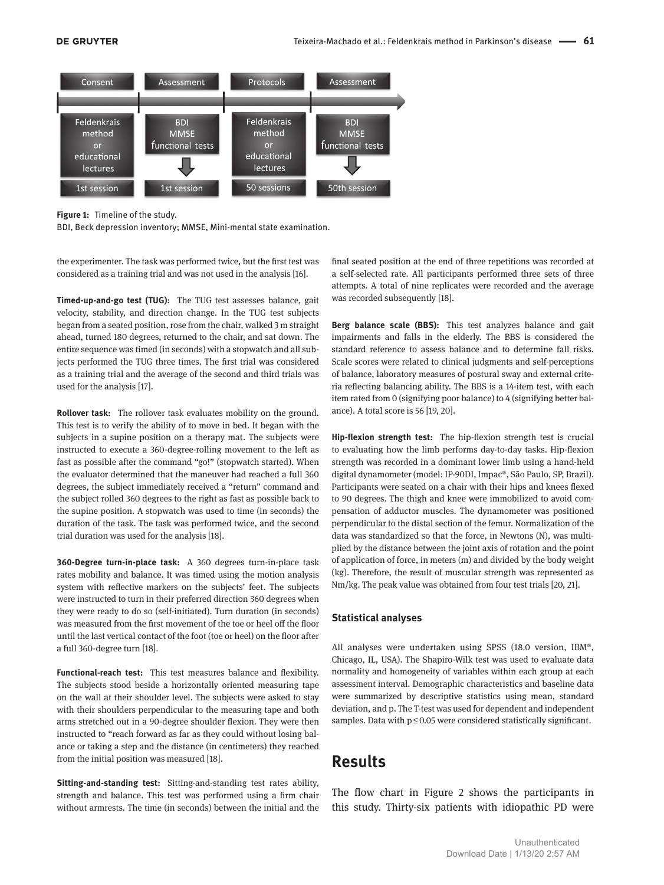Figure 1: Timeline of the study.
BDI, Beck depression inventory; MMSE, Mini-mental state examination.

the experimenter. The task was performed twice, but the first test was considered as a training trial and was not used in the analysis [16].

**Timed-up-and-go test (TUG):** The TUG test assesses balance, gait velocity, stability, and direction change. In the TUG test subjects began from a seated position, rose from the chair, walked 3 m straight ahead, turned 180 degrees, returned to the chair, and sat down. The entire sequence was timed (in seconds) with a stopwatch and all subjects performed the TUG three times. The first trial was considered as a training trial and the average of the second and third trials was used for the analysis [17].

**Rollover task:** The rollover task evaluates mobility on the ground. This test is to verify the ability of to move in bed. It began with the subjects in a supine position on a therapy mat. The subjects were instructed to execute a 360-degree-rolling movement to the left as fast as possible after the command "go!" (stopwatch started). When the evaluator determined that the maneuver had reached a full 360 degrees, the subject immediately received a "return" command and the subject rolled 360 degrees to the right as fast as possible back to the supine position. A stopwatch was used to time (in seconds) the duration of the task. The task was performed twice, and the second trial duration was used for the analysis [18].

**360-Degree turn-in-place task:** A 360 degrees turn-in-place task rates mobility and balance. It was timed using the motion analysis system with reflective markers on the subjects' feet. The subjects were instructed to turn in their preferred direction 360 degrees when they were ready to do so (self-initiated). Turn duration (in seconds) was measured from the first movement of the toe or heel off the floor until the last vertical contact of the foot (toe or heel) on the floor after a full 360-degree turn [18].

**Functional-reach test:** This test measures balance and flexibility. The subjects stood beside a horizontally oriented measuring tape on the wall at their shoulder level. The subjects were asked to stay with their shoulders perpendicular to the measuring tape and both arms stretched out in a 90-degree shoulder flexion. They were then instructed to "reach forward as far as they could without losing balance or taking a step and the distance (in centimeters) they reached from the initial position was measured [18].

**Sitting-and-standing test:** Sitting-and-standing test rates ability, strength and balance. This test was performed using a firm chair without armrests. The time (in seconds) between the initial and the final seated position at the end of three repetitions was recorded at a self-selected rate. All participants performed three sets of three attempts. A total of nine replicates were recorded and the average was recorded subsequently [18].

**Berg balance scale (BBS):** This test analyzes balance and gait impairments and falls in the elderly. The BBS is considered the standard reference to assess balance and to determine fall risks. Scale scores were related to clinical judgments and self-perceptions of balance, laboratory measures of postural sway and external criteria reflecting balancing ability. The BBS is a 14-item test, with each item rated from 0 (signifying poor balance) to 4 (signifying better balance). A total score is 56 [19, 20].

**Hip-flexion strength test:** The hip-flexion strength test is crucial to evaluating how the limb performs day-to-day tasks. Hip-flexion strength was recorded in a dominant lower limb using a hand-held digital dynamometer (model: IP-90DI, Impac®, São Paulo, SP, Brazil). Participants were seated on a chair with their hips and knees flexed to 90 degrees. The thigh and knee were immobilized to avoid compensation of adductor muscles. The dynamometer was positioned perpendicular to the distal section of the femur. Normalization of the data was standardized so that the force, in Newtons (N), was multiplied by the distance between the joint axis of rotation and the point of application of force, in meters (m) and divided by the body weight (kg). Therefore, the result of muscular strength was represented as Nm/kg. The peak value was obtained from four test trials [20, 21].

### Statistical analyses

All analyses were undertaken using SPSS (18.0 version, IBM®, Chicago, IL, USA). The Shapiro-Wilk test was used to evaluate data normality and homogeneity of variables within each group at each assessment interval. Demographic characteristics and baseline data were summarized by descriptive statistics using mean, standard deviation, and p. The T-test was used for dependent and independent samples. Data with $p \leq 0.05$ were considered statistically significant.

## Results

The flow chart in Figure 2 shows the participants in this study. Thirty-six patients with idiopathic PD were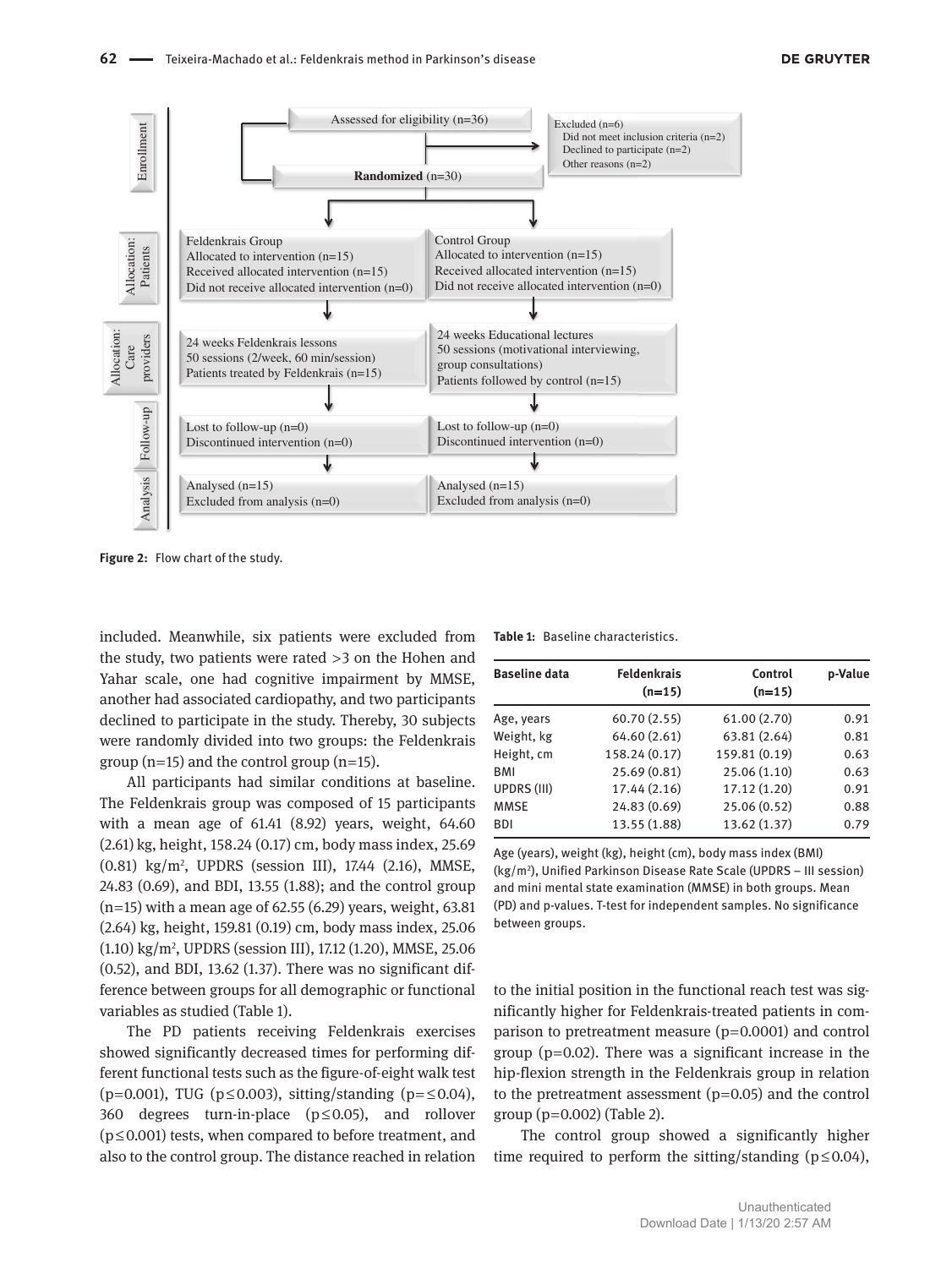Enrollment

Assessed for eligibility (n=36)

Excluded (n=6)
- Did not meet inclusion criteria (n=2)
- Declined to participate (n=2)
- Other reasons (n=2)

**Randomized** (n=30)

Allocation: Patients

| Feldenkrais Group | Control Group |
|---|---|
| Allocated to intervention (n=15) | Allocated to intervention (n=15) |
| Received allocated intervention (n=15) | Received allocated intervention (n=15) |
| Did not receive allocated intervention (n=0) | Did not receive allocated intervention (n=0) |

Allocation: Care providers

| Feldenkrais Group | Control Group |
|---|---|
| 24 weeks Feldenkrais lessons | 24 weeks Educational lectures |
| 50 sessions (2/week, 60 min/session) | 50 sessions (motivational interviewing, group consultations) |
| Patients treated by Feldenkrais (n=15) | Patients followed by control (n=15) |

Follow-up

| Feldenkrais Group | Control Group |
|---|---|
| Lost to follow-up (n=0) | Lost to follow-up (n=0) |
| Discontinued intervention (n=0) | Discontinued intervention (n=0) |

Analysis

| Feldenkrais Group | Control Group |
|---|---|
| Analysed (n=15) | Analysed (n=15) |
| Excluded from analysis (n=0) | Excluded from analysis (n=0) |

**Figure 2:** Flow chart of the study.

included. Meanwhile, six patients were excluded from the study, two patients were rated >3 on the Hohen and Yahar scale, one had cognitive impairment by MMSE, another had associated cardiopathy, and two participants declined to participate in the study. Thereby, 30 subjects were randomly divided into two groups: the Feldenkrais group (n=15) and the control group (n=15).

All participants had similar conditions at baseline. The Feldenkrais group was composed of 15 participants with a mean age of 61.41 (8.92) years, weight, 64.60 (2.61) kg, height, 158.24 (0.17) cm, body mass index, 25.69 (0.81) kg/m², UPDRS (session III), 17.44 (2.16), MMSE, 24.83 (0.69), and BDI, 13.55 (1.88); and the control group (n=15) with a mean age of 62.55 (6.29) years, weight, 63.81 (2.64) kg, height, 159.81 (0.19) cm, body mass index, 25.06 (1.10) kg/m², UPDRS (session III), 17.12 (1.20), MMSE, 25.06 (0.52), and BDI, 13.62 (1.37). There was no significant difference between groups for all demographic or functional variables as studied (Table 1).

**Table 1:** Baseline characteristics.

| Baseline data | Feldenkrais (n=15) | Control (n=15) | p-Value |
|---|---|---|---|
| Age, years | 60.70 (2.55) | 61.00 (2.70) | 0.91 |
| Weight, kg | 64.60 (2.61) | 63.81 (2.64) | 0.81 |
| Height, cm | 158.24 (0.17) | 159.81 (0.19) | 0.63 |
| BMI | 25.69 (0.81) | 25.06 (1.10) | 0.63 |
| UPDRS (III) | 17.44 (2.16) | 17.12 (1.20) | 0.91 |
| MMSE | 24.83 (0.69) | 25.06 (0.52) | 0.88 |
| BDI | 13.55 (1.88) | 13.62 (1.37) | 0.79 |

Age (years), weight (kg), height (cm), body mass index (BMI) (kg/m²), Unified Parkinson Disease Rate Scale (UPDRS – III session) and mini mental state examination (MMSE) in both groups. Mean (PD) and p-values. T-test for independent samples. No significance between groups.

The PD patients receiving Feldenkrais exercises showed significantly decreased times for performing different functional tests such as the figure-of-eight walk test ($p=0.001$), TUG ($p\leq0.003$), sitting/standing ($p=\leq0.04$), 360 degrees turn-in-place ($p\leq0.05$), and rollover ($p\leq0.001$) tests, when compared to before treatment, and also to the control group. The distance reached in relation to the initial position in the functional reach test was significantly higher for Feldenkrais-treated patients in comparison to pretreatment measure ($p=0.0001$) and control group ($p=0.02$). There was a significant increase in the hip-flexion strength in the Feldenkrais group in relation to the pretreatment assessment ($p=0.05$) and the control group ($p=0.002$) (Table 2).

The control group showed a significantly higher time required to perform the sitting/standing ($p\leq0.04$),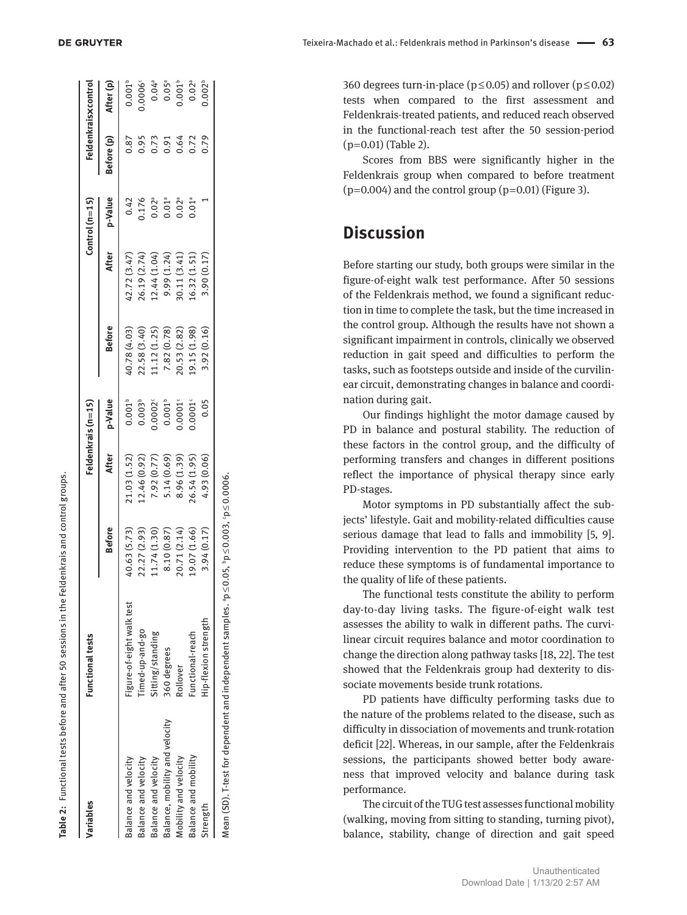**Table 2:** Functional tests before and after 50 sessions in the Feldenkrais and control groups.

| Variables | Functional tests | Feldenkrais (n=15) | | | Control (n=15) | | | Feldenkraisxcontrol | |
|---|---|---|---|---|---|---|---|---|---|
| | | Before | After | p-Value | Before | After | p-Value | Before (p) | After (p) |
| Balance and velocity | Figure-of-eight walk test | 40.63 (5.73) | 21.03 (1.52) | 0.001[b] | 40.78 (4.03) | 42.72 (3.47) | 0.42 | 0.87 | 0.001[b] |
| Balance and velocity | Timed-up-and-go | 22.27 (2.93) | 12.46 (0.92) | 0.003[b] | 22.58 (3.40) | 26.19 (2.74) | 0.176 | 0.95 | 0.0006[c] |
| Balance and velocity | Sitting/standing | 11.74 (1.30) | 7.92 (0.77) | 0.0002[c] | 11.12 (1.25) | 12.44 (1.04) | 0.02[a] | 0.73 | 0.04[a] |
| Balance, mobility and velocity | 360 degrees | 8.10 (0.87) | 5.14 (0.69) | 0.001[b] | 7.82 (0.78) | 9.99 (1.24) | 0.01[a] | 0.91 | 0.05[a] |
| Mobility and velocity | Rollover | 20.71 (2.14) | 8.96 (1.39) | 0.0001[c] | 20.53 (2.82) | 30.11 (3.41) | 0.02[a] | 0.64 | 0.001[b] |
| Balance and mobility | Functional-reach | 19.07 (1.66) | 26.54 (1.95) | 0.0001[c] | 19.15 (1.98) | 16.32 (1.51) | 0.01[a] | 0.72 | 0.02[a] |
| Strength | Hip-flexion strength | 3.94 (0.17) | 4.93 (0.06) | 0.05 | 3.92 (0.16) | 3.90 (0.17) | 1 | 0.79 | 0.002[b] |

Mean (SD). T-test for dependent and independent samples. [a]$p \leq 0.05$, [b]$p \leq 0.003$, [c]$p \leq 0.0006$.

360 degrees turn-in-place ($p \leq 0.05$) and rollover ($p \leq 0.02$) tests when compared to the first assessment and Feldenkrais-treated patients, and reduced reach observed in the functional-reach test after the 50 session-period ($p=0.01$) (Table 2).

Scores from BBS were significantly higher in the Feldenkrais group when compared to before treatment ($p=0.004$) and the control group ($p=0.01$) (Figure 3).

## Discussion

Before starting our study, both groups were similar in the figure-of-eight walk test performance. After 50 sessions of the Feldenkrais method, we found a significant reduction in time to complete the task, but the time increased in the control group. Although the results have not shown a significant impairment in controls, clinically we observed reduction in gait speed and difficulties to perform the tasks, such as footsteps outside and inside of the curvilinear circuit, demonstrating changes in balance and coordination during gait.

Our findings highlight the motor damage caused by PD in balance and postural stability. The reduction of these factors in the control group, and the difficulty of performing transfers and changes in different positions reflect the importance of physical therapy since early PD-stages.

Motor symptoms in PD substantially affect the subjects' lifestyle. Gait and mobility-related difficulties cause serious damage that lead to falls and immobility [5, 9]. Providing intervention to the PD patient that aims to reduce these symptoms is of fundamental importance to the quality of life of these patients.

The functional tests constitute the ability to perform day-to-day living tasks. The figure-of-eight walk test assesses the ability to walk in different paths. The curvilinear circuit requires balance and motor coordination to change the direction along pathway tasks [18, 22]. The test showed that the Feldenkrais group had dexterity to dissociate movements beside trunk rotations.

PD patients have difficulty performing tasks due to the nature of the problems related to the disease, such as difficulty in dissociation of movements and trunk-rotation deficit [22]. Whereas, in our sample, after the Feldenkrais sessions, the participants showed better body awareness that improved velocity and balance during task performance.

The circuit of the TUG test assesses functional mobility (walking, moving from sitting to standing, turning pivot), balance, stability, change of direction and gait speed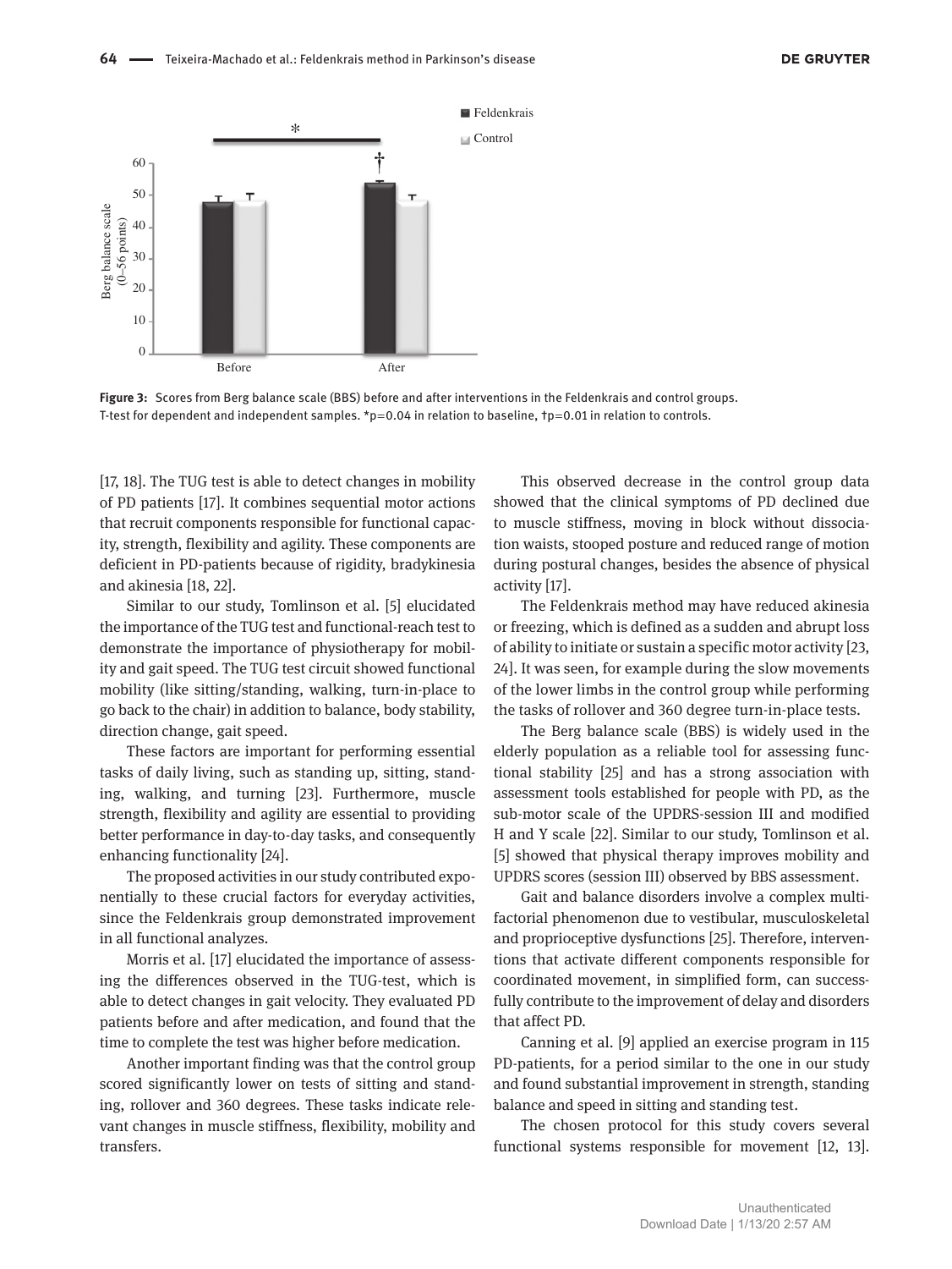**Figure 3:** Scores from Berg balance scale (BBS) before and after interventions in the Feldenkrais and control groups. T-test for dependent and independent samples. *p=0.04 in relation to baseline, †p=0.01 in relation to controls.

[17, 18]. The TUG test is able to detect changes in mobility of PD patients [17]. It combines sequential motor actions that recruit components responsible for functional capacity, strength, flexibility and agility. These components are deficient in PD-patients because of rigidity, bradykinesia and akinesia [18, 22].

Similar to our study, Tomlinson et al. [5] elucidated the importance of the TUG test and functional-reach test to demonstrate the importance of physiotherapy for mobility and gait speed. The TUG test circuit showed functional mobility (like sitting/standing, walking, turn-in-place to go back to the chair) in addition to balance, body stability, direction change, gait speed.

These factors are important for performing essential tasks of daily living, such as standing up, sitting, standing, walking, and turning [23]. Furthermore, muscle strength, flexibility and agility are essential to providing better performance in day-to-day tasks, and consequently enhancing functionality [24].

The proposed activities in our study contributed exponentially to these crucial factors for everyday activities, since the Feldenkrais group demonstrated improvement in all functional analyzes.

Morris et al. [17] elucidated the importance of assessing the differences observed in the TUG-test, which is able to detect changes in gait velocity. They evaluated PD patients before and after medication, and found that the time to complete the test was higher before medication.

Another important finding was that the control group scored significantly lower on tests of sitting and standing, rollover and 360 degrees. These tasks indicate relevant changes in muscle stiffness, flexibility, mobility and transfers.

This observed decrease in the control group data showed that the clinical symptoms of PD declined due to muscle stiffness, moving in block without dissociation waists, stooped posture and reduced range of motion during postural changes, besides the absence of physical activity [17].

The Feldenkrais method may have reduced akinesia or freezing, which is defined as a sudden and abrupt loss of ability to initiate or sustain a specific motor activity [23, 24]. It was seen, for example during the slow movements of the lower limbs in the control group while performing the tasks of rollover and 360 degree turn-in-place tests.

The Berg balance scale (BBS) is widely used in the elderly population as a reliable tool for assessing functional stability [25] and has a strong association with assessment tools established for people with PD, as the sub-motor scale of the UPDRS-session III and modified H and Y scale [22]. Similar to our study, Tomlinson et al. [5] showed that physical therapy improves mobility and UPDRS scores (session III) observed by BBS assessment.

Gait and balance disorders involve a complex multifactorial phenomenon due to vestibular, musculoskeletal and proprioceptive dysfunctions [25]. Therefore, interventions that activate different components responsible for coordinated movement, in simplified form, can successfully contribute to the improvement of delay and disorders that affect PD.

Canning et al. [9] applied an exercise program in 115 PD-patients, for a period similar to the one in our study and found substantial improvement in strength, standing balance and speed in sitting and standing test.

The chosen protocol for this study covers several functional systems responsible for movement [12, 13].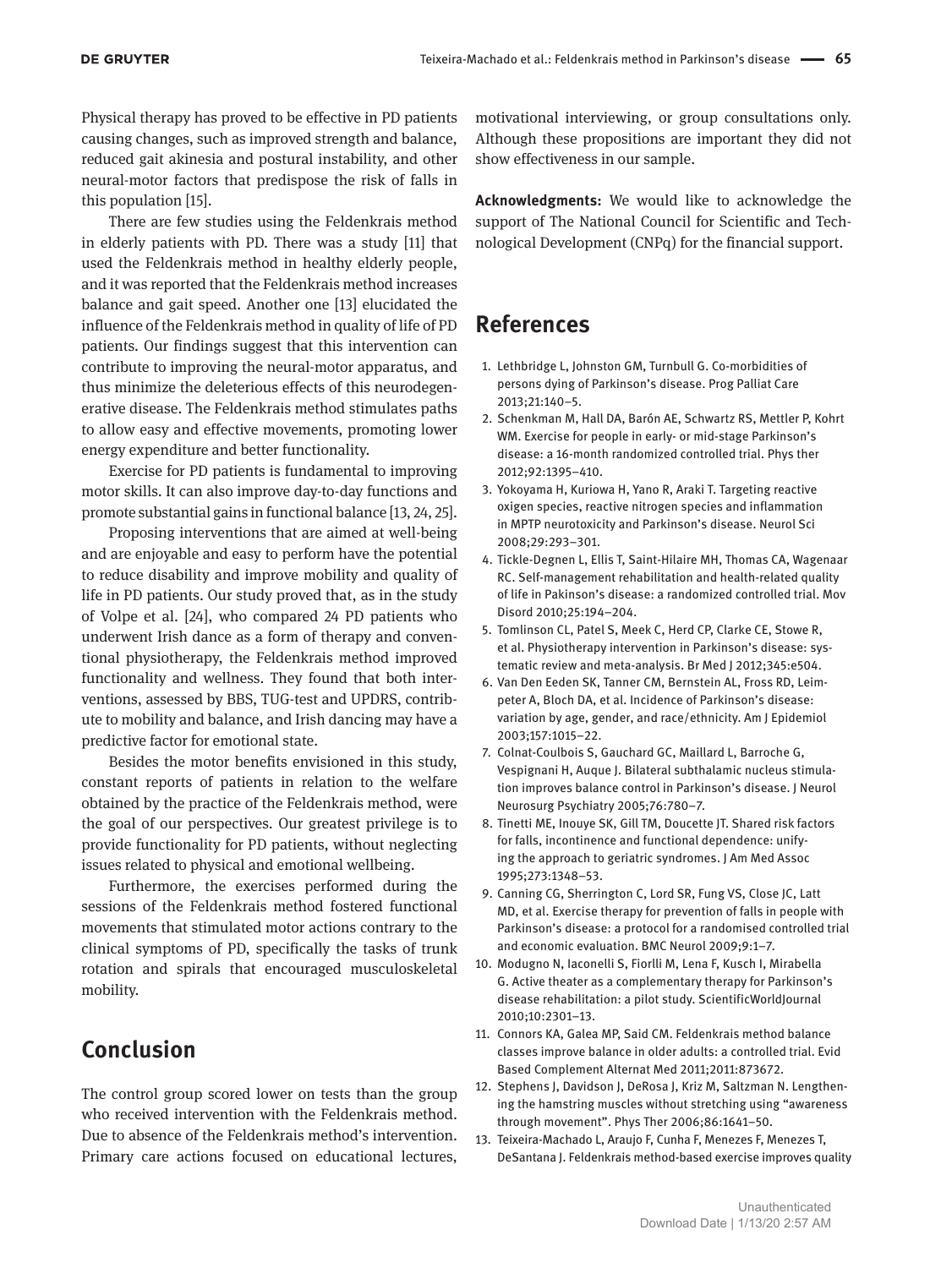Physical therapy has proved to be effective in PD patients causing changes, such as improved strength and balance, reduced gait akinesia and postural instability, and other neural-motor factors that predispose the risk of falls in this population [15].

There are few studies using the Feldenkrais method in elderly patients with PD. There was a study [11] that used the Feldenkrais method in healthy elderly people, and it was reported that the Feldenkrais method increases balance and gait speed. Another one [13] elucidated the influence of the Feldenkrais method in quality of life of PD patients. Our findings suggest that this intervention can contribute to improving the neural-motor apparatus, and thus minimize the deleterious effects of this neurodegenerative disease. The Feldenkrais method stimulates paths to allow easy and effective movements, promoting lower energy expenditure and better functionality.

Exercise for PD patients is fundamental to improving motor skills. It can also improve day-to-day functions and promote substantial gains in functional balance [13, 24, 25].

Proposing interventions that are aimed at well-being and are enjoyable and easy to perform have the potential to reduce disability and improve mobility and quality of life in PD patients. Our study proved that, as in the study of Volpe et al. [24], who compared 24 PD patients who underwent Irish dance as a form of therapy and conventional physiotherapy, the Feldenkrais method improved functionality and wellness. They found that both interventions, assessed by BBS, TUG-test and UPDRS, contribute to mobility and balance, and Irish dancing may have a predictive factor for emotional state.

Besides the motor benefits envisioned in this study, constant reports of patients in relation to the welfare obtained by the practice of the Feldenkrais method, were the goal of our perspectives. Our greatest privilege is to provide functionality for PD patients, without neglecting issues related to physical and emotional wellbeing.

Furthermore, the exercises performed during the sessions of the Feldenkrais method fostered functional movements that stimulated motor actions contrary to the clinical symptoms of PD, specifically the tasks of trunk rotation and spirals that encouraged musculoskeletal mobility.

## Conclusion

The control group scored lower on tests than the group who received intervention with the Feldenkrais method. Due to absence of the Feldenkrais method's intervention. Primary care actions focused on educational lectures, motivational interviewing, or group consultations only. Although these propositions are important they did not show effectiveness in our sample.

**Acknowledgments:** We would like to acknowledge the support of The National Council for Scientific and Technological Development (CNPq) for the financial support.

## References

1. Lethbridge L, Johnston GM, Turnbull G. Co-morbidities of persons dying of Parkinson's disease. Prog Palliat Care 2013;21:140–5.
2. Schenkman M, Hall DA, Barón AE, Schwartz RS, Mettler P, Kohrt WM. Exercise for people in early- or mid-stage Parkinson's disease: a 16-month randomized controlled trial. Phys ther 2012;92:1395–410.
3. Yokoyama H, Kuriowa H, Yano R, Araki T. Targeting reactive oxigen species, reactive nitrogen species and inflammation in MPTP neurotoxicity and Parkinson's disease. Neurol Sci 2008;29:293–301.
4. Tickle-Degnen L, Ellis T, Saint-Hilaire MH, Thomas CA, Wagenaar RC. Self-management rehabilitation and health-related quality of life in Pakinson's disease: a randomized controlled trial. Mov Disord 2010;25:194–204.
5. Tomlinson CL, Patel S, Meek C, Herd CP, Clarke CE, Stowe R, et al. Physiotherapy intervention in Parkinson's disease: systematic review and meta-analysis. Br Med J 2012;345:e504.
6. Van Den Eeden SK, Tanner CM, Bernstein AL, Fross RD, Leimpeter A, Bloch DA, et al. Incidence of Parkinson's disease: variation by age, gender, and race/ethnicity. Am J Epidemiol 2003;157:1015–22.
7. Colnat-Coulbois S, Gauchard GC, Maillard L, Barroche G, Vespignani H, Auque J. Bilateral subthalamic nucleus stimulation improves balance control in Parkinson's disease. J Neurol Neurosurg Psychiatry 2005;76:780–7.
8. Tinetti ME, Inouye SK, Gill TM, Doucette JT. Shared risk factors for falls, incontinence and functional dependence: unifying the approach to geriatric syndromes. J Am Med Assoc 1995;273:1348–53.
9. Canning CG, Sherrington C, Lord SR, Fung VS, Close JC, Latt MD, et al. Exercise therapy for prevention of falls in people with Parkinson's disease: a protocol for a randomised controlled trial and economic evaluation. BMC Neurol 2009;9:1–7.
10. Modugno N, Iaconelli S, Fiorlli M, Lena F, Kusch I, Mirabella G. Active theater as a complementary therapy for Parkinson's disease rehabilitation: a pilot study. ScientificWorldJournal 2010;10:2301–13.
11. Connors KA, Galea MP, Said CM. Feldenkrais method balance classes improve balance in older adults: a controlled trial. Evid Based Complement Alternat Med 2011;2011:873672.
12. Stephens J, Davidson J, DeRosa J, Kriz M, Saltzman N. Lengthening the hamstring muscles without stretching using "awareness through movement". Phys Ther 2006;86:1641–50.
13. Teixeira-Machado L, Araujo F, Cunha F, Menezes F, Menezes T, DeSantana J. Feldenkrais method-based exercise improves quality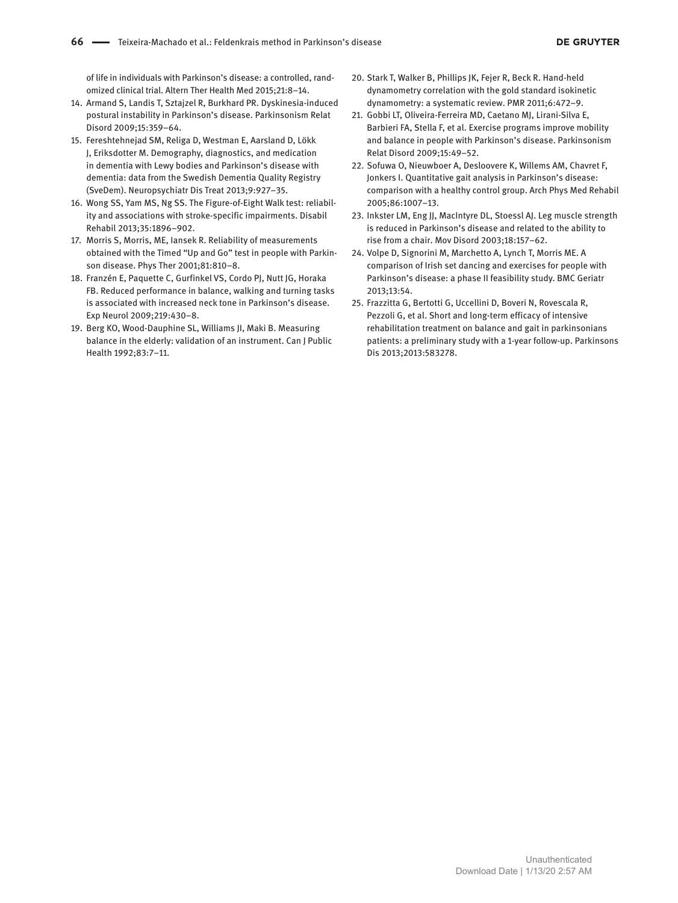of life in individuals with Parkinson's disease: a controlled, randomized clinical trial. Altern Ther Health Med 2015;21:8–14.

14. Armand S, Landis T, Sztajzel R, Burkhard PR. Dyskinesia-induced postural instability in Parkinson's disease. Parkinsonism Relat Disord 2009;15:359–64.
15. Fereshtehnejad SM, Religa D, Westman E, Aarsland D, Lökk J, Eriksdotter M. Demography, diagnostics, and medication in dementia with Lewy bodies and Parkinson's disease with dementia: data from the Swedish Dementia Quality Registry (SveDem). Neuropsychiatr Dis Treat 2013;9:927–35.
16. Wong SS, Yam MS, Ng SS. The Figure-of-Eight Walk test: reliability and associations with stroke-specific impairments. Disabil Rehabil 2013;35:1896–902.
17. Morris S, Morris, ME, Iansek R. Reliability of measurements obtained with the Timed "Up and Go" test in people with Parkinson disease. Phys Ther 2001;81:810–8.
18. Franzén E, Paquette C, Gurfinkel VS, Cordo PJ, Nutt JG, Horaka FB. Reduced performance in balance, walking and turning tasks is associated with increased neck tone in Parkinson's disease. Exp Neurol 2009;219:430–8.
19. Berg KO, Wood-Dauphine SL, Williams JI, Maki B. Measuring balance in the elderly: validation of an instrument. Can J Public Health 1992;83:7–11.
20. Stark T, Walker B, Phillips JK, Fejer R, Beck R. Hand-held dynamometry correlation with the gold standard isokinetic dynamometry: a systematic review. PMR 2011;6:472–9.
21. Gobbi LT, Oliveira-Ferreira MD, Caetano MJ, Lirani-Silva E, Barbieri FA, Stella F, et al. Exercise programs improve mobility and balance in people with Parkinson's disease. Parkinsonism Relat Disord 2009;15:49–52.
22. Sofuwa O, Nieuwboer A, Desloovere K, Willems AM, Chavret F, Jonkers I. Quantitative gait analysis in Parkinson's disease: comparison with a healthy control group. Arch Phys Med Rehabil 2005;86:1007–13.
23. Inkster LM, Eng JJ, MacIntyre DL, Stoessl AJ. Leg muscle strength is reduced in Parkinson's disease and related to the ability to rise from a chair. Mov Disord 2003;18:157–62.
24. Volpe D, Signorini M, Marchetto A, Lynch T, Morris ME. A comparison of Irish set dancing and exercises for people with Parkinson's disease: a phase II feasibility study. BMC Geriatr 2013;13:54.
25. Frazzitta G, Bertotti G, Uccellini D, Boveri N, Rovescala R, Pezzoli G, et al. Short and long-term efficacy of intensive rehabilitation treatment on balance and gait in parkinsonians patients: a preliminary study with a 1-year follow-up. Parkinsons Dis 2013;2013:583278.